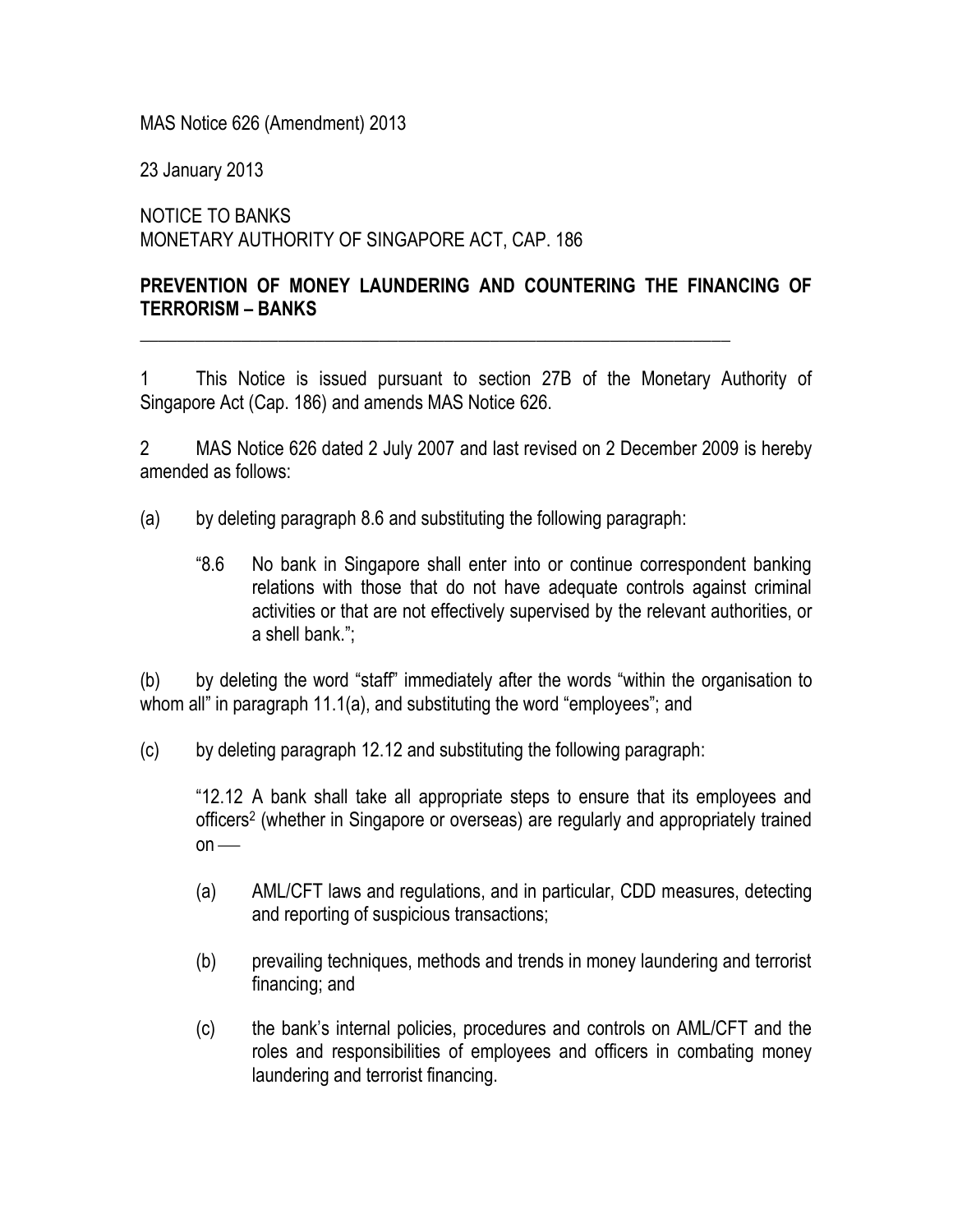MAS Notice 626 (Amendment) 2013

23 January 2013

NOTICE TO BANKS
MONETARY AUTHORITY OF SINGAPORE ACT, CAP. 186

**PREVENTION OF MONEY LAUNDERING AND COUNTERING THE FINANCING OF TERRORISM – BANKS**

---

1 This Notice is issued pursuant to section 27B of the Monetary Authority of Singapore Act (Cap. 186) and amends MAS Notice 626.

2 MAS Notice 626 dated 2 July 2007 and last revised on 2 December 2009 is hereby amended as follows:

(a) by deleting paragraph 8.6 and substituting the following paragraph:

> "8.6 No bank in Singapore shall enter into or continue correspondent banking relations with those that do not have adequate controls against criminal activities or that are not effectively supervised by the relevant authorities, or a shell bank.";

(b) by deleting the word "staff" immediately after the words "within the organisation to whom all" in paragraph 11.1(a), and substituting the word "employees"; and

(c) by deleting paragraph 12.12 and substituting the following paragraph:

> "12.12 A bank shall take all appropriate steps to ensure that its employees and officers[2] (whether in Singapore or overseas) are regularly and appropriately trained on ––
>
> (a) AML/CFT laws and regulations, and in particular, CDD measures, detecting and reporting of suspicious transactions;
>
> (b) prevailing techniques, methods and trends in money laundering and terrorist financing; and
>
> (c) the bank's internal policies, procedures and controls on AML/CFT and the roles and responsibilities of employees and officers in combating money laundering and terrorist financing.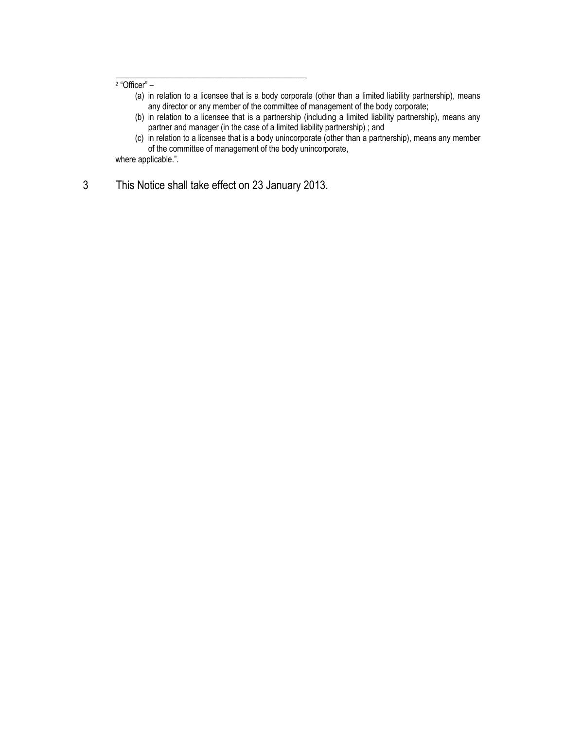---

[2] "Officer" –

(a) in relation to a licensee that is a body corporate (other than a limited liability partnership), means any director or any member of the committee of management of the body corporate;
(b) in relation to a licensee that is a partnership (including a limited liability partnership), means any partner and manager (in the case of a limited liability partnership) ; and
(c) in relation to a licensee that is a body unincorporate (other than a partnership), means any member of the committee of management of the body unincorporate,

where applicable.".

3 This Notice shall take effect on 23 January 2013.